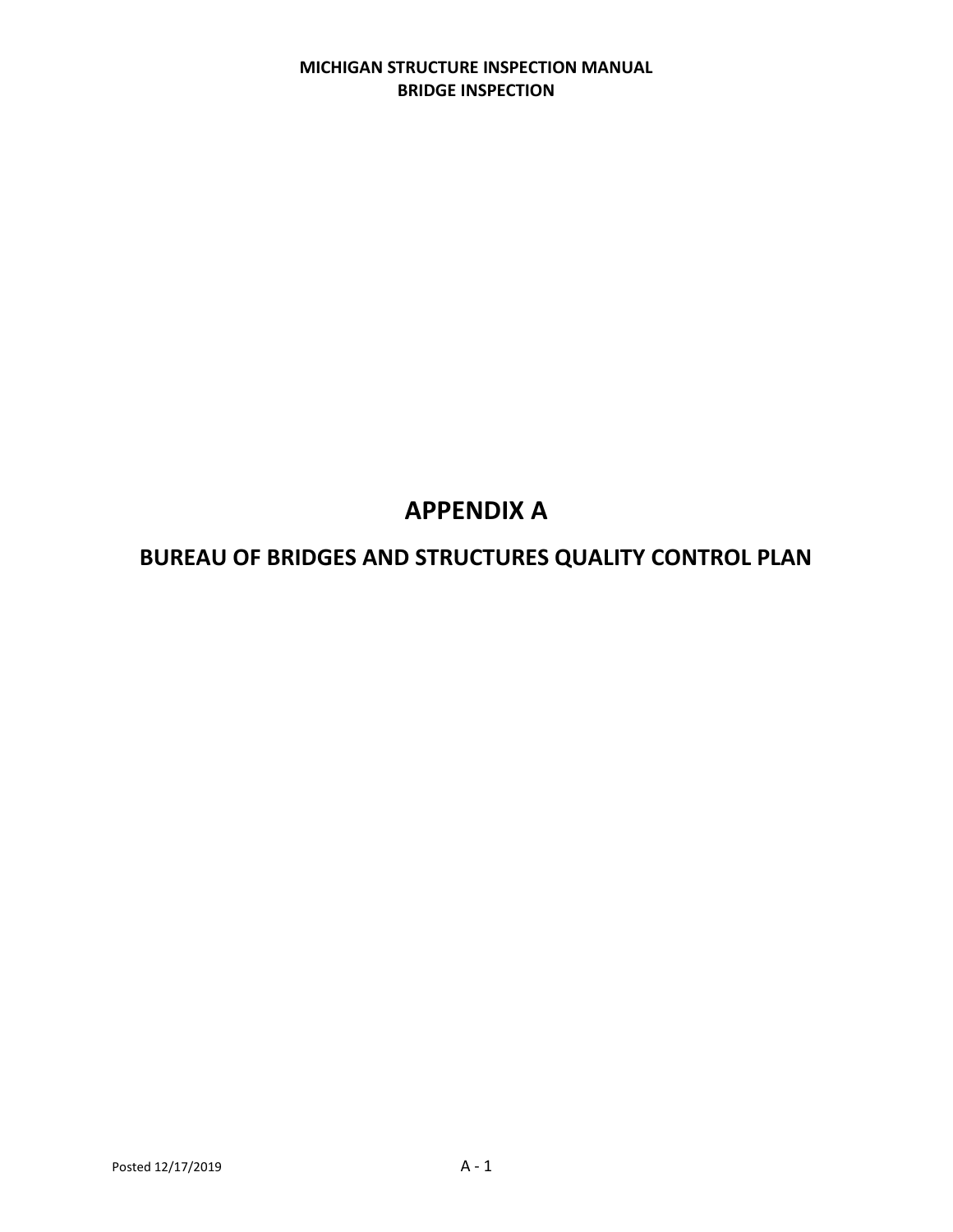# APPENDIX A

## BUREAU OF BRIDGES AND STRUCTURES QUALITY CONTROL PLAN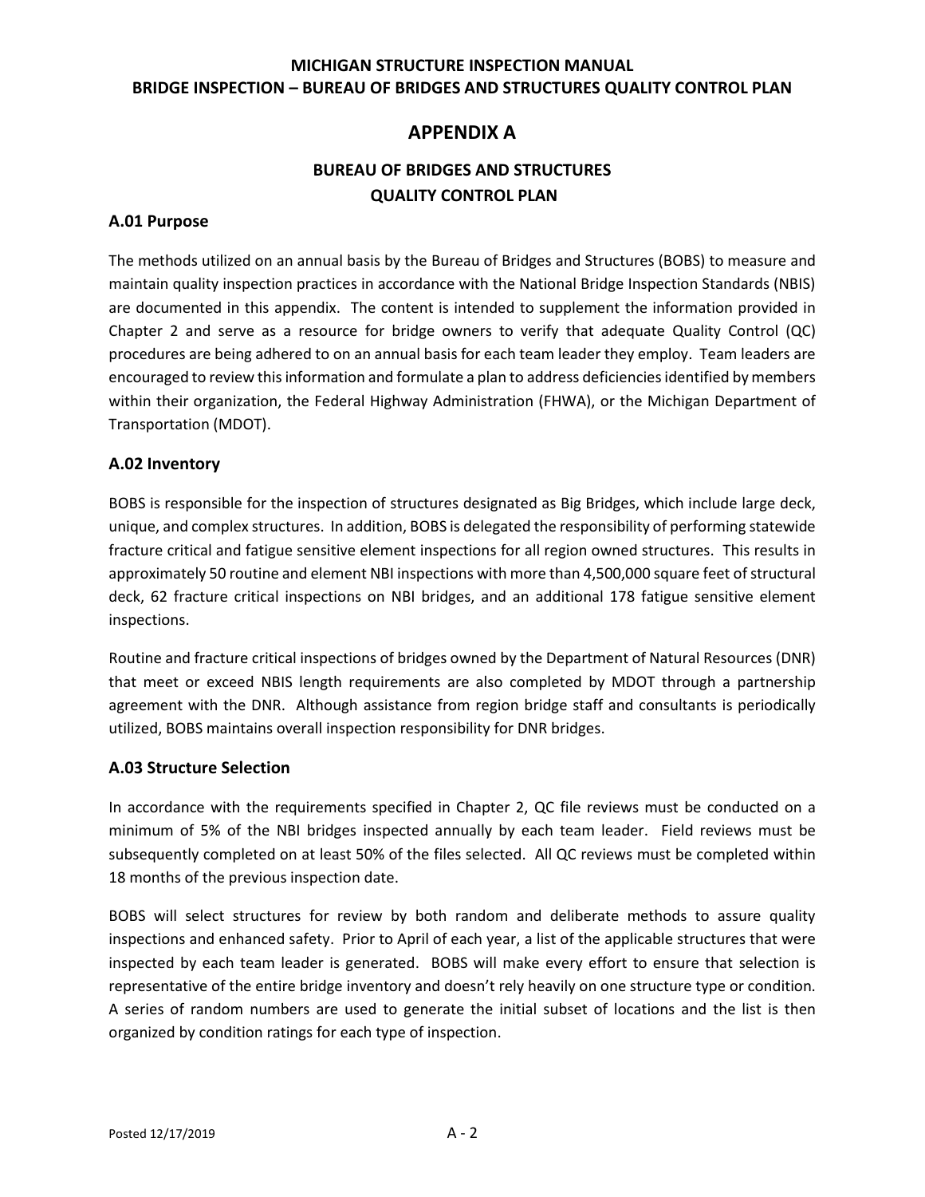# APPENDIX A

## BUREAU OF BRIDGES AND STRUCTURES QUALITY CONTROL PLAN

### A.01 Purpose

The methods utilized on an annual basis by the Bureau of Bridges and Structures (BOBS) to measure and maintain quality inspection practices in accordance with the National Bridge Inspection Standards (NBIS) are documented in this appendix. The content is intended to supplement the information provided in Chapter 2 and serve as a resource for bridge owners to verify that adequate Quality Control (QC) procedures are being adhered to on an annual basis for each team leader they employ. Team leaders are encouraged to review this information and formulate a plan to address deficiencies identified by members within their organization, the Federal Highway Administration (FHWA), or the Michigan Department of Transportation (MDOT).

### A.02 Inventory

BOBS is responsible for the inspection of structures designated as Big Bridges, which include large deck, unique, and complex structures. In addition, BOBS is delegated the responsibility of performing statewide fracture critical and fatigue sensitive element inspections for all region owned structures. This results in approximately 50 routine and element NBI inspections with more than 4,500,000 square feet of structural deck, 62 fracture critical inspections on NBI bridges, and an additional 178 fatigue sensitive element inspections.

Routine and fracture critical inspections of bridges owned by the Department of Natural Resources (DNR) that meet or exceed NBIS length requirements are also completed by MDOT through a partnership agreement with the DNR. Although assistance from region bridge staff and consultants is periodically utilized, BOBS maintains overall inspection responsibility for DNR bridges.

### A.03 Structure Selection

In accordance with the requirements specified in Chapter 2, QC file reviews must be conducted on a minimum of 5% of the NBI bridges inspected annually by each team leader. Field reviews must be subsequently completed on at least 50% of the files selected. All QC reviews must be completed within 18 months of the previous inspection date.

BOBS will select structures for review by both random and deliberate methods to assure quality inspections and enhanced safety. Prior to April of each year, a list of the applicable structures that were inspected by each team leader is generated. BOBS will make every effort to ensure that selection is representative of the entire bridge inventory and doesn't rely heavily on one structure type or condition. A series of random numbers are used to generate the initial subset of locations and the list is then organized by condition ratings for each type of inspection.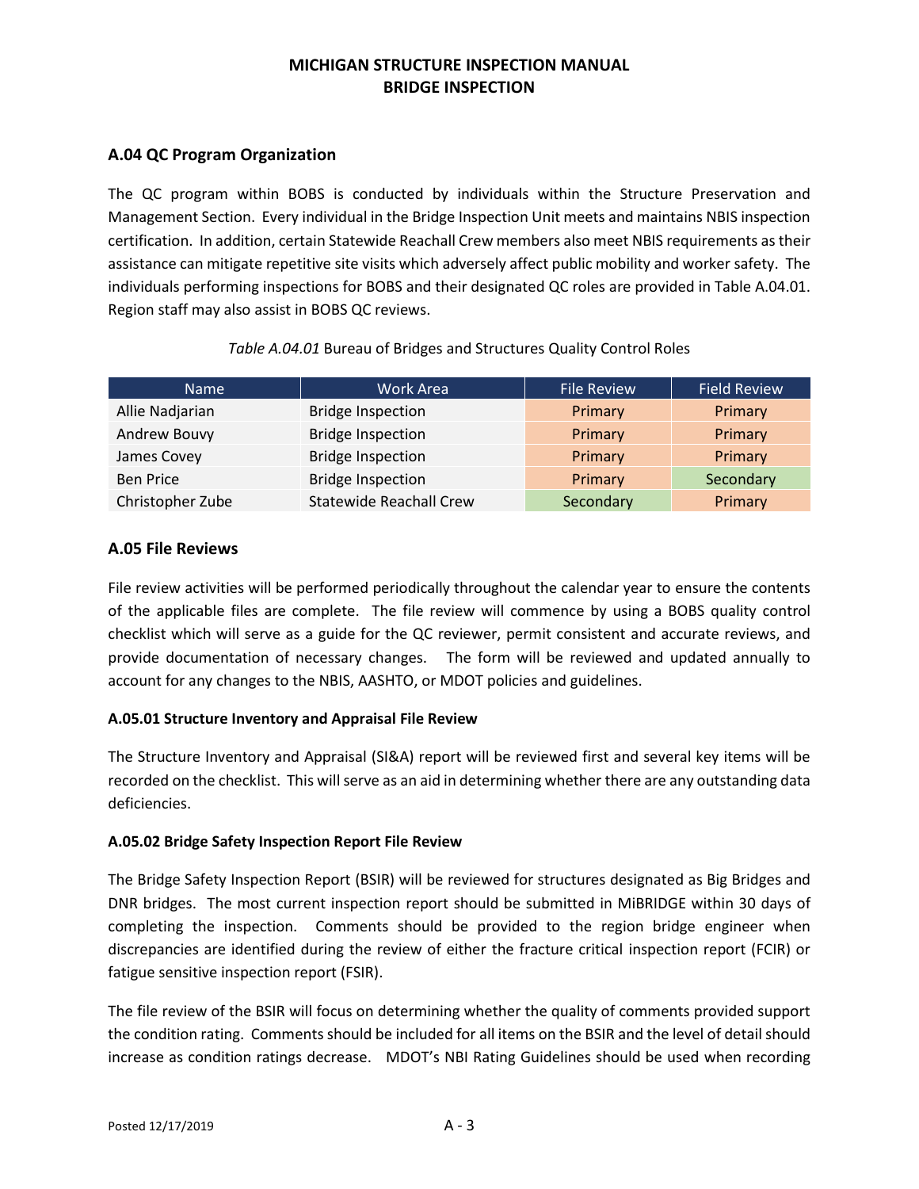## A.04 QC Program Organization

The QC program within BOBS is conducted by individuals within the Structure Preservation and Management Section. Every individual in the Bridge Inspection Unit meets and maintains NBIS inspection certification. In addition, certain Statewide Reachall Crew members also meet NBIS requirements as their assistance can mitigate repetitive site visits which adversely affect public mobility and worker safety. The individuals performing inspections for BOBS and their designated QC roles are provided in Table A.04.01. Region staff may also assist in BOBS QC reviews.

*Table A.04.01* Bureau of Bridges and Structures Quality Control Roles

| Name | Work Area | File Review | Field Review |
| --- | --- | --- | --- |
| Allie Nadjarian | Bridge Inspection | Primary | Primary |
| Andrew Bouvy | Bridge Inspection | Primary | Primary |
| James Covey | Bridge Inspection | Primary | Primary |
| Ben Price | Bridge Inspection | Primary | Secondary |
| Christopher Zube | Statewide Reachall Crew | Secondary | Primary |

## A.05 File Reviews

File review activities will be performed periodically throughout the calendar year to ensure the contents of the applicable files are complete. The file review will commence by using a BOBS quality control checklist which will serve as a guide for the QC reviewer, permit consistent and accurate reviews, and provide documentation of necessary changes. The form will be reviewed and updated annually to account for any changes to the NBIS, AASHTO, or MDOT policies and guidelines.

### A.05.01 Structure Inventory and Appraisal File Review

The Structure Inventory and Appraisal (SI&A) report will be reviewed first and several key items will be recorded on the checklist. This will serve as an aid in determining whether there are any outstanding data deficiencies.

### A.05.02 Bridge Safety Inspection Report File Review

The Bridge Safety Inspection Report (BSIR) will be reviewed for structures designated as Big Bridges and DNR bridges. The most current inspection report should be submitted in MiBRIDGE within 30 days of completing the inspection. Comments should be provided to the region bridge engineer when discrepancies are identified during the review of either the fracture critical inspection report (FCIR) or fatigue sensitive inspection report (FSIR).

The file review of the BSIR will focus on determining whether the quality of comments provided support the condition rating. Comments should be included for all items on the BSIR and the level of detail should increase as condition ratings decrease. MDOT's NBI Rating Guidelines should be used when recording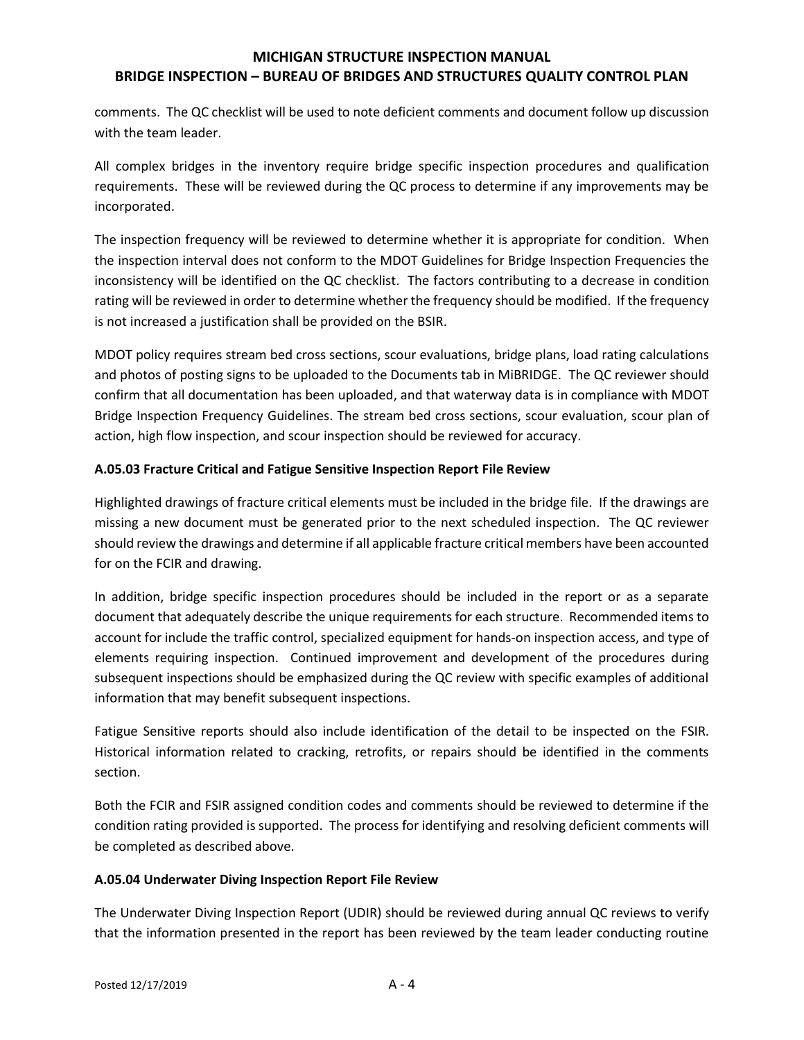comments. The QC checklist will be used to note deficient comments and document follow up discussion with the team leader.

All complex bridges in the inventory require bridge specific inspection procedures and qualification requirements. These will be reviewed during the QC process to determine if any improvements may be incorporated.

The inspection frequency will be reviewed to determine whether it is appropriate for condition. When the inspection interval does not conform to the MDOT Guidelines for Bridge Inspection Frequencies the inconsistency will be identified on the QC checklist. The factors contributing to a decrease in condition rating will be reviewed in order to determine whether the frequency should be modified. If the frequency is not increased a justification shall be provided on the BSIR.

MDOT policy requires stream bed cross sections, scour evaluations, bridge plans, load rating calculations and photos of posting signs to be uploaded to the Documents tab in MiBRIDGE. The QC reviewer should confirm that all documentation has been uploaded, and that waterway data is in compliance with MDOT Bridge Inspection Frequency Guidelines. The stream bed cross sections, scour evaluation, scour plan of action, high flow inspection, and scour inspection should be reviewed for accuracy.

### A.05.03 Fracture Critical and Fatigue Sensitive Inspection Report File Review

Highlighted drawings of fracture critical elements must be included in the bridge file. If the drawings are missing a new document must be generated prior to the next scheduled inspection. The QC reviewer should review the drawings and determine if all applicable fracture critical members have been accounted for on the FCIR and drawing.

In addition, bridge specific inspection procedures should be included in the report or as a separate document that adequately describe the unique requirements for each structure. Recommended items to account for include the traffic control, specialized equipment for hands-on inspection access, and type of elements requiring inspection. Continued improvement and development of the procedures during subsequent inspections should be emphasized during the QC review with specific examples of additional information that may benefit subsequent inspections.

Fatigue Sensitive reports should also include identification of the detail to be inspected on the FSIR. Historical information related to cracking, retrofits, or repairs should be identified in the comments section.

Both the FCIR and FSIR assigned condition codes and comments should be reviewed to determine if the condition rating provided is supported. The process for identifying and resolving deficient comments will be completed as described above.

### A.05.04 Underwater Diving Inspection Report File Review

The Underwater Diving Inspection Report (UDIR) should be reviewed during annual QC reviews to verify that the information presented in the report has been reviewed by the team leader conducting routine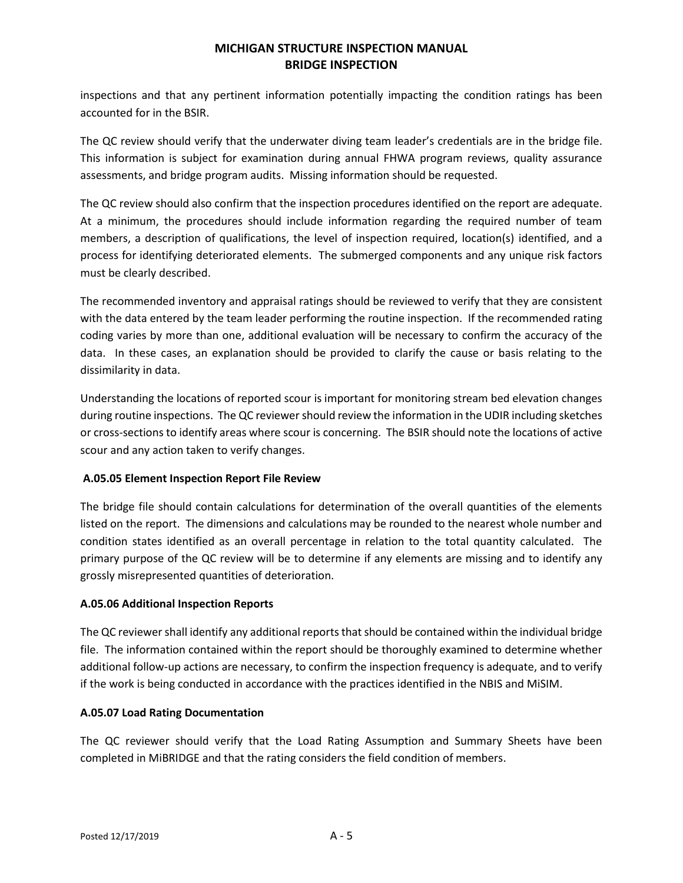inspections and that any pertinent information potentially impacting the condition ratings has been accounted for in the BSIR.

The QC review should verify that the underwater diving team leader's credentials are in the bridge file. This information is subject for examination during annual FHWA program reviews, quality assurance assessments, and bridge program audits. Missing information should be requested.

The QC review should also confirm that the inspection procedures identified on the report are adequate. At a minimum, the procedures should include information regarding the required number of team members, a description of qualifications, the level of inspection required, location(s) identified, and a process for identifying deteriorated elements. The submerged components and any unique risk factors must be clearly described.

The recommended inventory and appraisal ratings should be reviewed to verify that they are consistent with the data entered by the team leader performing the routine inspection. If the recommended rating coding varies by more than one, additional evaluation will be necessary to confirm the accuracy of the data. In these cases, an explanation should be provided to clarify the cause or basis relating to the dissimilarity in data.

Understanding the locations of reported scour is important for monitoring stream bed elevation changes during routine inspections. The QC reviewer should review the information in the UDIR including sketches or cross-sections to identify areas where scour is concerning. The BSIR should note the locations of active scour and any action taken to verify changes.

### A.05.05 Element Inspection Report File Review

The bridge file should contain calculations for determination of the overall quantities of the elements listed on the report. The dimensions and calculations may be rounded to the nearest whole number and condition states identified as an overall percentage in relation to the total quantity calculated. The primary purpose of the QC review will be to determine if any elements are missing and to identify any grossly misrepresented quantities of deterioration.

### A.05.06 Additional Inspection Reports

The QC reviewer shall identify any additional reports that should be contained within the individual bridge file. The information contained within the report should be thoroughly examined to determine whether additional follow-up actions are necessary, to confirm the inspection frequency is adequate, and to verify if the work is being conducted in accordance with the practices identified in the NBIS and MiSIM.

### A.05.07 Load Rating Documentation

The QC reviewer should verify that the Load Rating Assumption and Summary Sheets have been completed in MiBRIDGE and that the rating considers the field condition of members.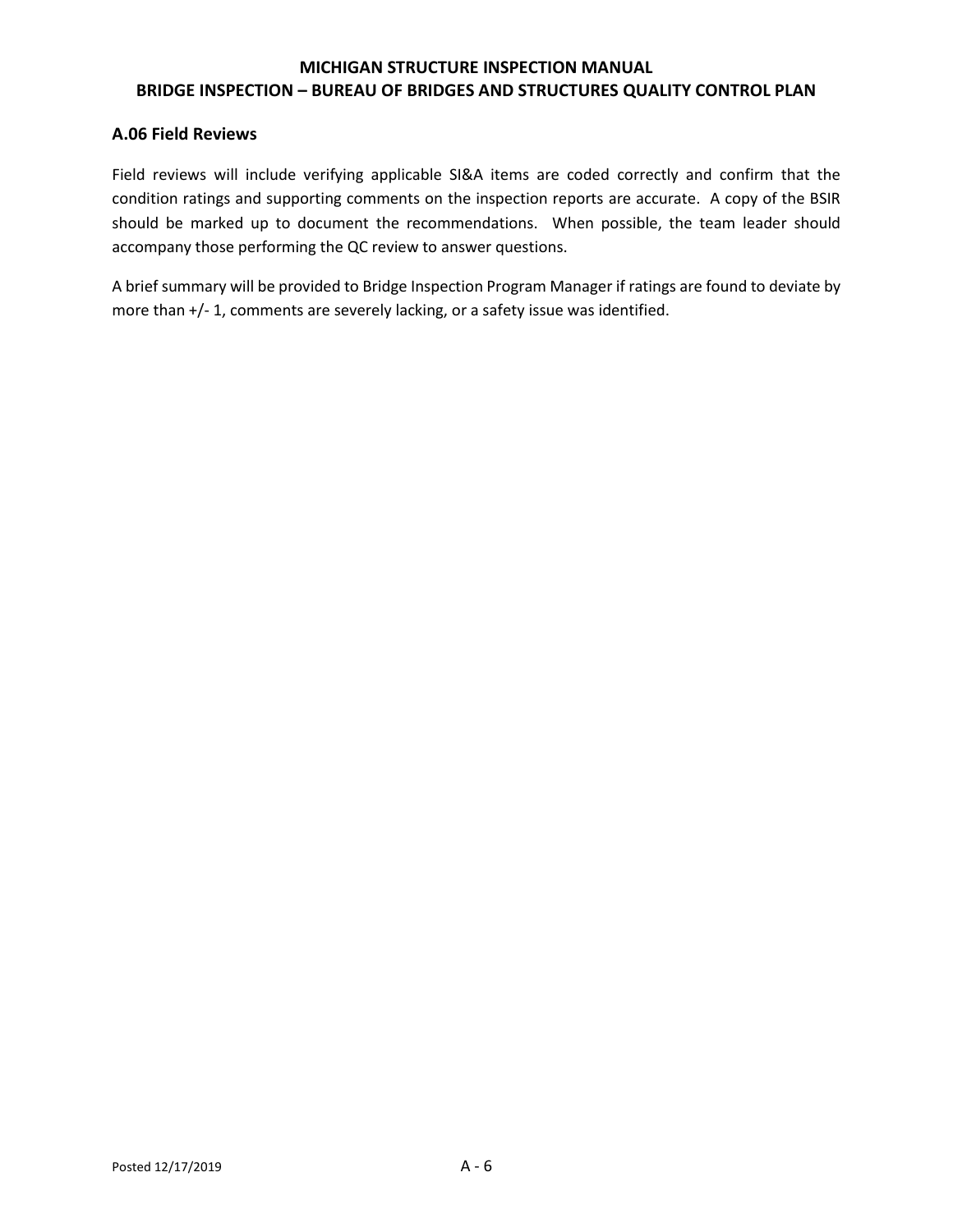## A.06 Field Reviews

Field reviews will include verifying applicable SI&A items are coded correctly and confirm that the condition ratings and supporting comments on the inspection reports are accurate. A copy of the BSIR should be marked up to document the recommendations. When possible, the team leader should accompany those performing the QC review to answer questions.

A brief summary will be provided to Bridge Inspection Program Manager if ratings are found to deviate by more than +/- 1, comments are severely lacking, or a safety issue was identified.